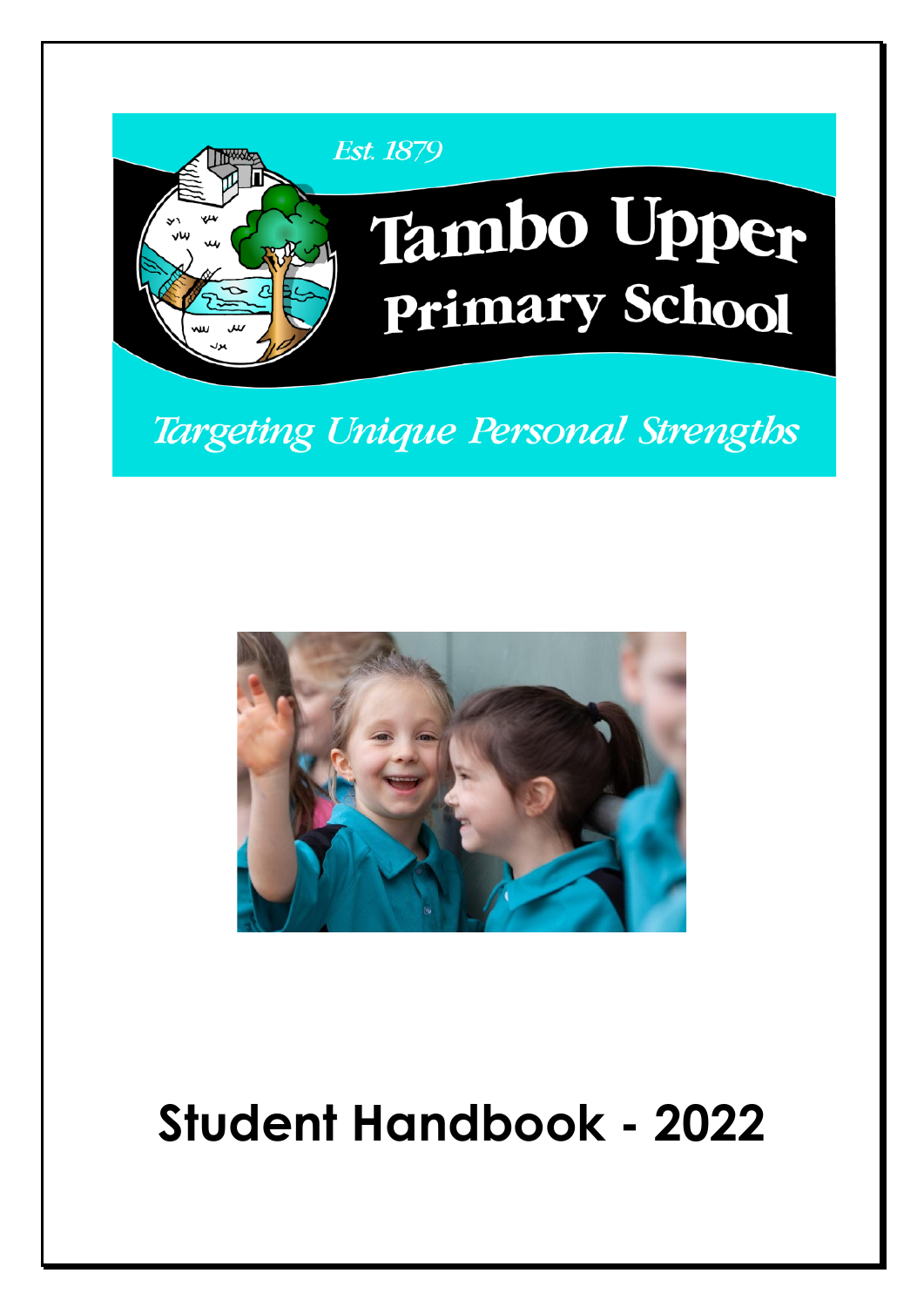Est. 1879

# Tambo Upper Primary School

*Targeting Unique Personal Strengths*

# Student Handbook - 2022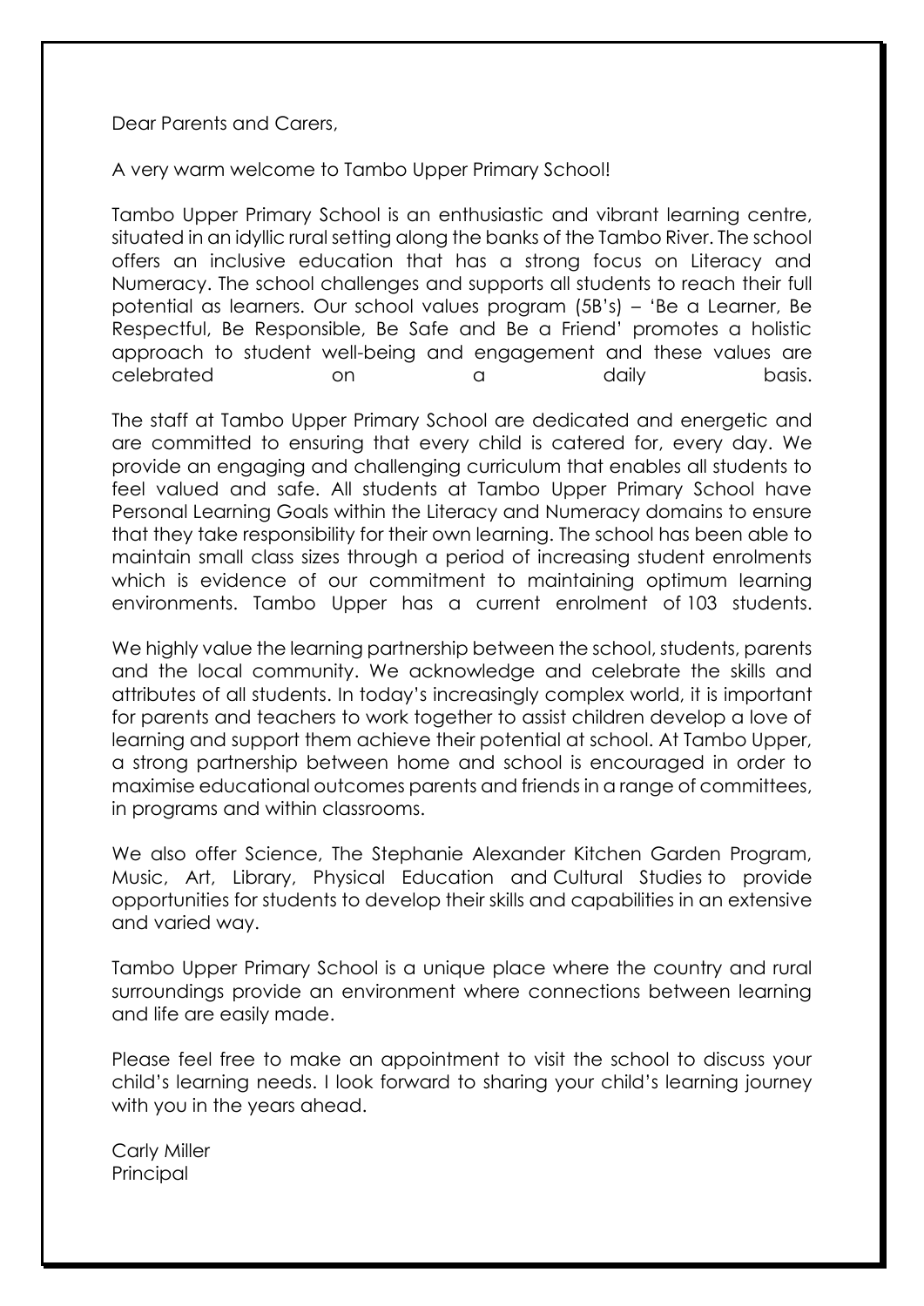Dear Parents and Carers,

A very warm welcome to Tambo Upper Primary School!

Tambo Upper Primary School is an enthusiastic and vibrant learning centre, situated in an idyllic rural setting along the banks of the Tambo River. The school offers an inclusive education that has a strong focus on Literacy and Numeracy. The school challenges and supports all students to reach their full potential as learners. Our school values program (5B's) – 'Be a Learner, Be Respectful, Be Responsible, Be Safe and Be a Friend' promotes a holistic approach to student well-being and engagement and these values are celebrated on a daily basis.

The staff at Tambo Upper Primary School are dedicated and energetic and are committed to ensuring that every child is catered for, every day. We provide an engaging and challenging curriculum that enables all students to feel valued and safe. All students at Tambo Upper Primary School have Personal Learning Goals within the Literacy and Numeracy domains to ensure that they take responsibility for their own learning. The school has been able to maintain small class sizes through a period of increasing student enrolments which is evidence of our commitment to maintaining optimum learning environments. Tambo Upper has a current enrolment of 103 students.

We highly value the learning partnership between the school, students, parents and the local community. We acknowledge and celebrate the skills and attributes of all students. In today's increasingly complex world, it is important for parents and teachers to work together to assist children develop a love of learning and support them achieve their potential at school. At Tambo Upper, a strong partnership between home and school is encouraged in order to maximise educational outcomes parents and friends in a range of committees, in programs and within classrooms.

We also offer Science, The Stephanie Alexander Kitchen Garden Program, Music, Art, Library, Physical Education and Cultural Studies to provide opportunities for students to develop their skills and capabilities in an extensive and varied way.

Tambo Upper Primary School is a unique place where the country and rural surroundings provide an environment where connections between learning and life are easily made.

Please feel free to make an appointment to visit the school to discuss your child's learning needs. I look forward to sharing your child's learning journey with you in the years ahead.

Carly Miller
Principal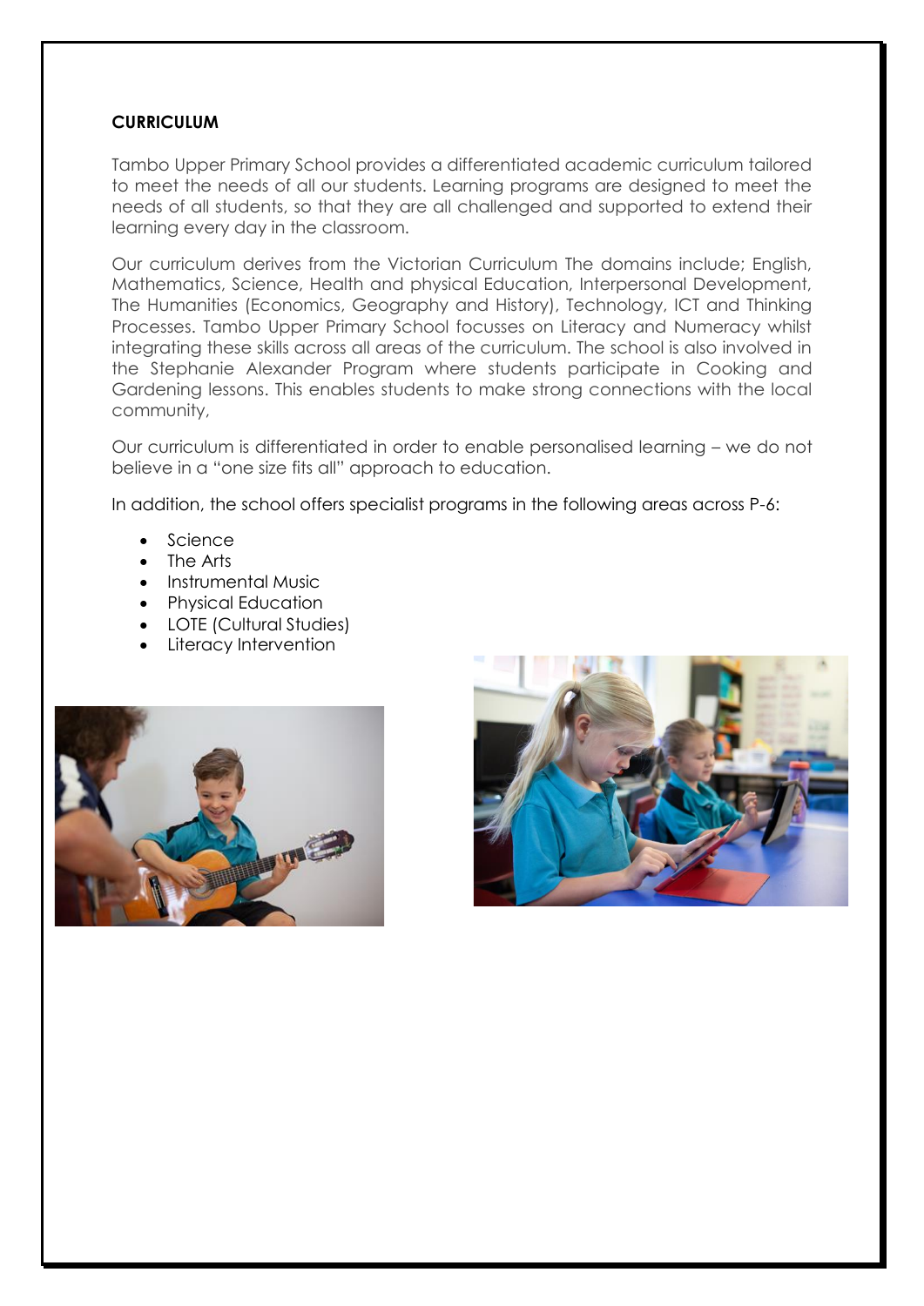**CURRICULUM**

Tambo Upper Primary School provides a differentiated academic curriculum tailored to meet the needs of all our students. Learning programs are designed to meet the needs of all students, so that they are all challenged and supported to extend their learning every day in the classroom.

Our curriculum derives from the Victorian Curriculum The domains include; English, Mathematics, Science, Health and physical Education, Interpersonal Development, The Humanities (Economics, Geography and History), Technology, ICT and Thinking Processes. Tambo Upper Primary School focusses on Literacy and Numeracy whilst integrating these skills across all areas of the curriculum. The school is also involved in the Stephanie Alexander Program where students participate in Cooking and Gardening lessons. This enables students to make strong connections with the local community,

Our curriculum is differentiated in order to enable personalised learning – we do not believe in a "one size fits all" approach to education.

In addition, the school offers specialist programs in the following areas across P-6:

- Science
- The Arts
- Instrumental Music
- Physical Education
- LOTE (Cultural Studies)
- Literacy Intervention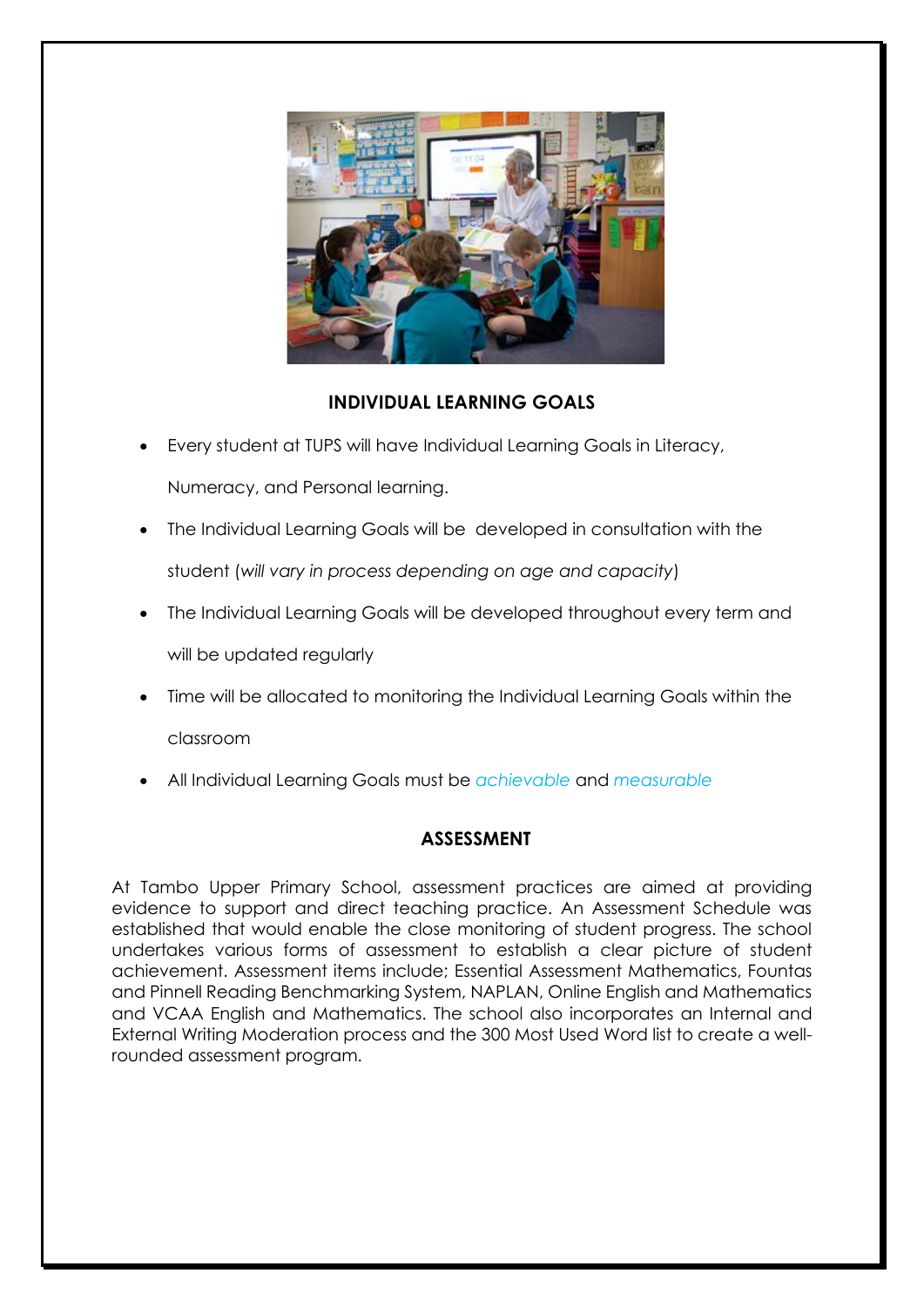## INDIVIDUAL LEARNING GOALS

- Every student at TUPS will have Individual Learning Goals in Literacy, Numeracy, and Personal learning.
- The Individual Learning Goals will be developed in consultation with the student (*will vary in process depending on age and capacity*)
- The Individual Learning Goals will be developed throughout every term and will be updated regularly
- Time will be allocated to monitoring the Individual Learning Goals within the classroom
- All Individual Learning Goals must be *achievable* and *measurable*

## ASSESSMENT

At Tambo Upper Primary School, assessment practices are aimed at providing evidence to support and direct teaching practice. An Assessment Schedule was established that would enable the close monitoring of student progress. The school undertakes various forms of assessment to establish a clear picture of student achievement. Assessment items include; Essential Assessment Mathematics, Fountas and Pinnell Reading Benchmarking System, NAPLAN, Online English and Mathematics and VCAA English and Mathematics. The school also incorporates an Internal and External Writing Moderation process and the 300 Most Used Word list to create a well-rounded assessment program.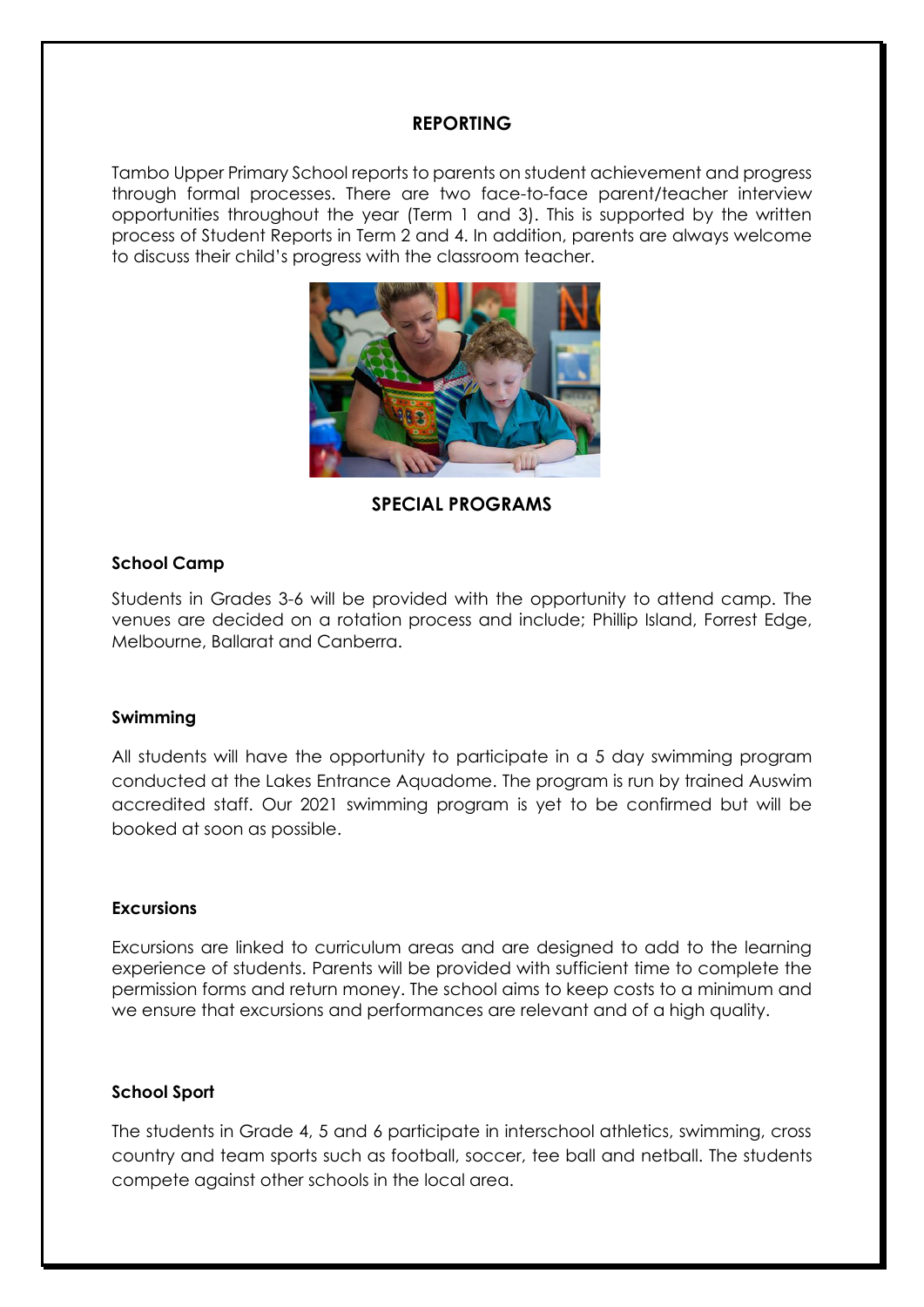## REPORTING

Tambo Upper Primary School reports to parents on student achievement and progress through formal processes. There are two face-to-face parent/teacher interview opportunities throughout the year (Term 1 and 3). This is supported by the written process of Student Reports in Term 2 and 4. In addition, parents are always welcome to discuss their child's progress with the classroom teacher.

## SPECIAL PROGRAMS

### School Camp

Students in Grades 3-6 will be provided with the opportunity to attend camp. The venues are decided on a rotation process and include; Phillip Island, Forrest Edge, Melbourne, Ballarat and Canberra.

### Swimming

All students will have the opportunity to participate in a 5 day swimming program conducted at the Lakes Entrance Aquadome. The program is run by trained Auswim accredited staff. Our 2021 swimming program is yet to be confirmed but will be booked at soon as possible.

### Excursions

Excursions are linked to curriculum areas and are designed to add to the learning experience of students. Parents will be provided with sufficient time to complete the permission forms and return money. The school aims to keep costs to a minimum and we ensure that excursions and performances are relevant and of a high quality.

### School Sport

The students in Grade 4, 5 and 6 participate in interschool athletics, swimming, cross country and team sports such as football, soccer, tee ball and netball. The students compete against other schools in the local area.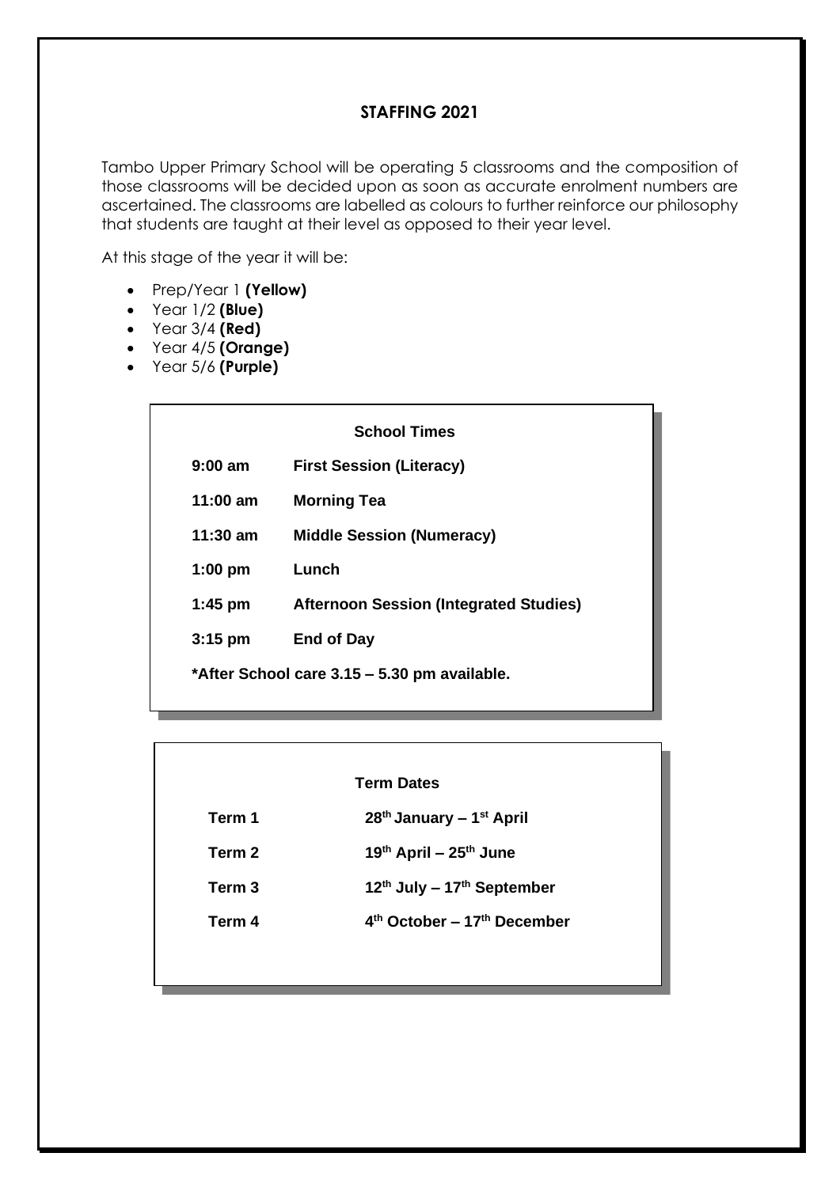## STAFFING 2021

Tambo Upper Primary School will be operating 5 classrooms and the composition of those classrooms will be decided upon as soon as accurate enrolment numbers are ascertained. The classrooms are labelled as colours to further reinforce our philosophy that students are taught at their level as opposed to their year level.

At this stage of the year it will be:

- Prep/Year 1 **(Yellow)**
- Year 1/2 **(Blue)**
- Year 3/4 **(Red)**
- Year 4/5 **(Orange)**
- Year 5/6 **(Purple)**

### School Times

| | |
|---|---|
| **9:00 am** | **First Session (Literacy)** |
| **11:00 am** | **Morning Tea** |
| **11:30 am** | **Middle Session (Numeracy)** |
| **1:00 pm** | **Lunch** |
| **1:45 pm** | **Afternoon Session (Integrated Studies)** |
| **3:15 pm** | **End of Day** |

**\*After School care 3.15 – 5.30 pm available.**

### Term Dates

| | |
|---|---|
| **Term 1** | **28th January – 1st April** |
| **Term 2** | **19th April – 25th June** |
| **Term 3** | **12th July – 17th September** |
| **Term 4** | **4th October – 17th December** |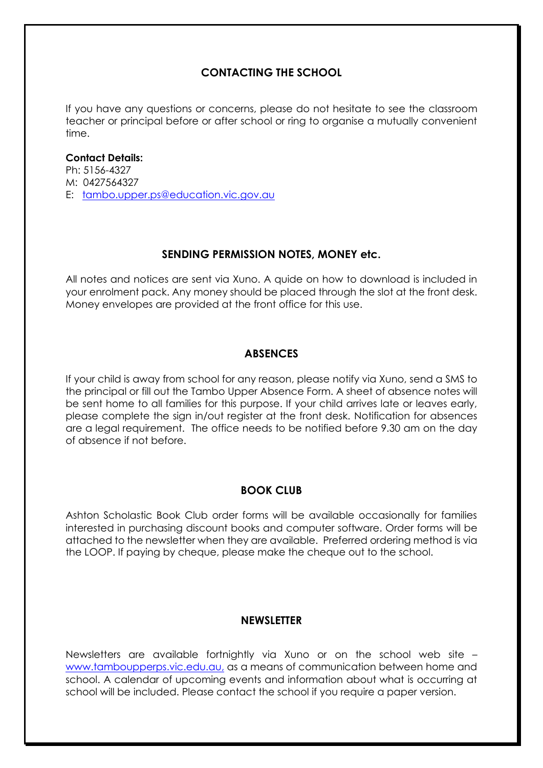## CONTACTING THE SCHOOL

If you have any questions or concerns, please do not hesitate to see the classroom teacher or principal before or after school or ring to organise a mutually convenient time.

**Contact Details:**
Ph: 5156-4327
M: 0427564327
E: tambo.upper.ps@education.vic.gov.au

## SENDING PERMISSION NOTES, MONEY etc.

All notes and notices are sent via Xuno. A guide on how to download is included in your enrolment pack. Any money should be placed through the slot at the front desk. Money envelopes are provided at the front office for this use.

## ABSENCES

If your child is away from school for any reason, please notify via Xuno, send a SMS to the principal or fill out the Tambo Upper Absence Form. A sheet of absence notes will be sent home to all families for this purpose. If your child arrives late or leaves early, please complete the sign in/out register at the front desk. Notification for absences are a legal requirement. The office needs to be notified before 9.30 am on the day of absence if not before.

## BOOK CLUB

Ashton Scholastic Book Club order forms will be available occasionally for families interested in purchasing discount books and computer software. Order forms will be attached to the newsletter when they are available. Preferred ordering method is via the LOOP. If paying by cheque, please make the cheque out to the school.

## NEWSLETTER

Newsletters are available fortnightly via Xuno or on the school web site – www.tamboupperps.vic.edu.au, as a means of communication between home and school. A calendar of upcoming events and information about what is occurring at school will be included. Please contact the school if you require a paper version.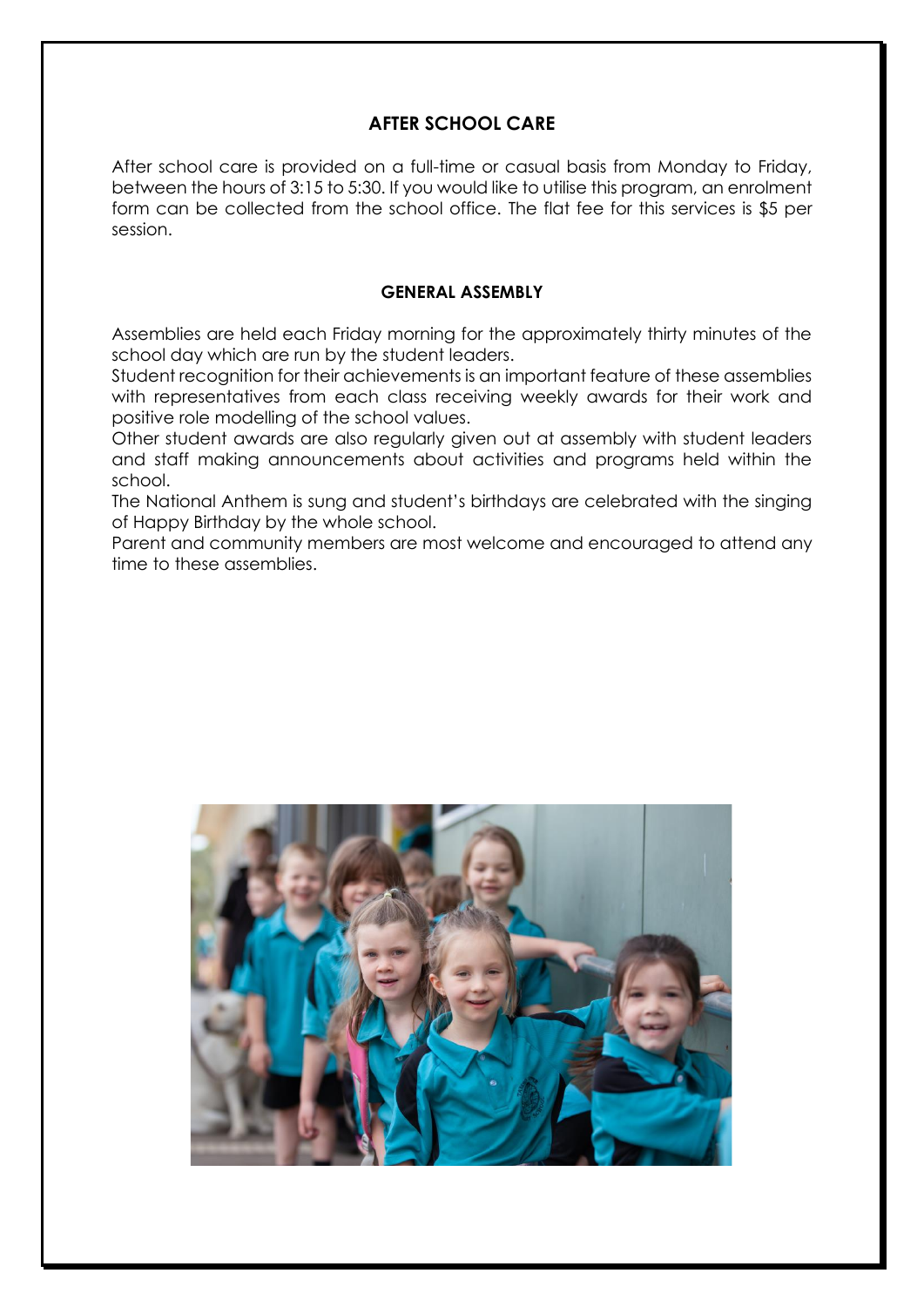## AFTER SCHOOL CARE

After school care is provided on a full-time or casual basis from Monday to Friday, between the hours of 3:15 to 5:30. If you would like to utilise this program, an enrolment form can be collected from the school office. The flat fee for this services is $5 per session.

### GENERAL ASSEMBLY

Assemblies are held each Friday morning for the approximately thirty minutes of the school day which are run by the student leaders.

Student recognition for their achievements is an important feature of these assemblies with representatives from each class receiving weekly awards for their work and positive role modelling of the school values.

Other student awards are also regularly given out at assembly with student leaders and staff making announcements about activities and programs held within the school.

The National Anthem is sung and student's birthdays are celebrated with the singing of Happy Birthday by the whole school.

Parent and community members are most welcome and encouraged to attend any time to these assemblies.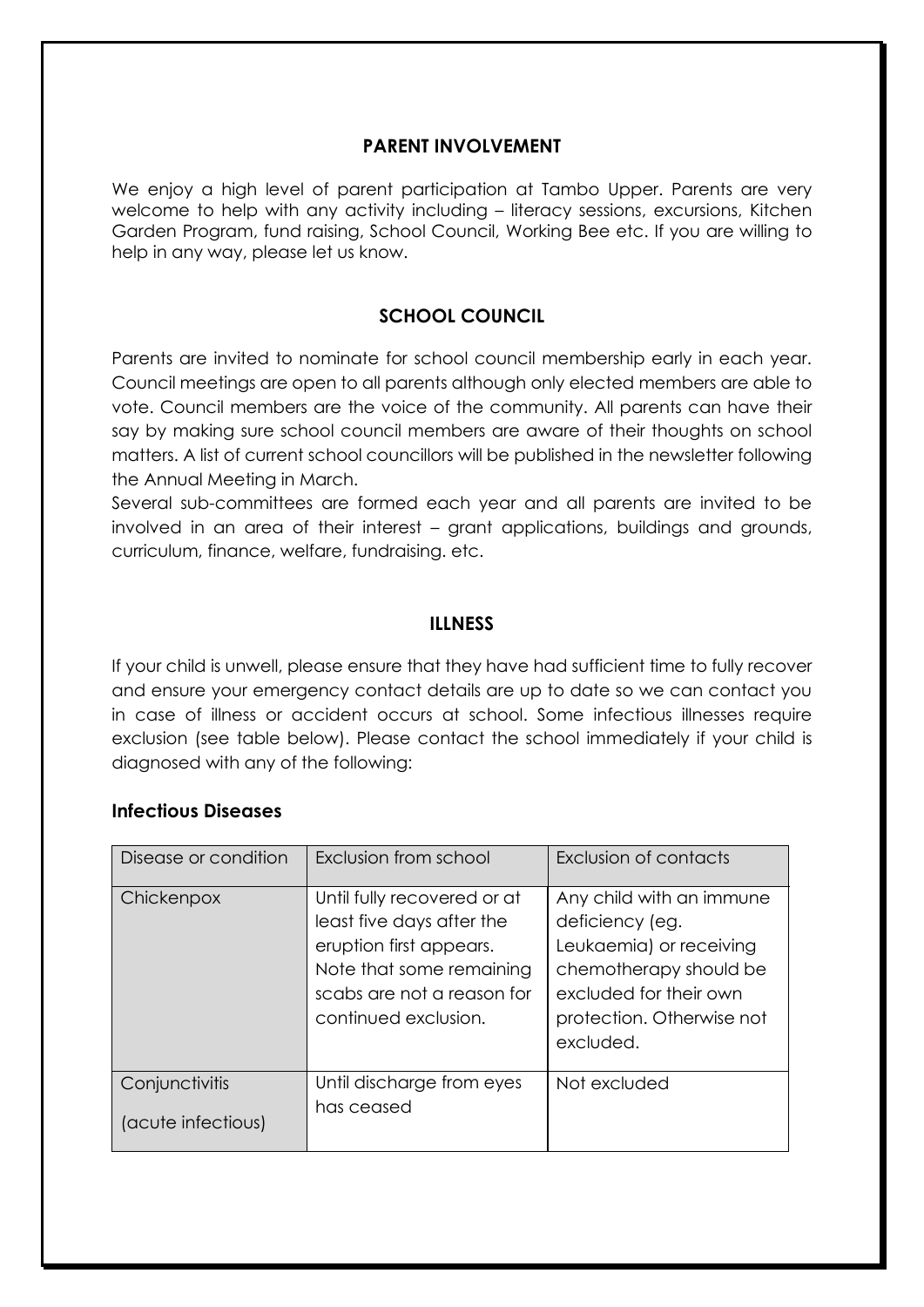## PARENT INVOLVEMENT

We enjoy a high level of parent participation at Tambo Upper. Parents are very welcome to help with any activity including – literacy sessions, excursions, Kitchen Garden Program, fund raising, School Council, Working Bee etc. If you are willing to help in any way, please let us know.

## SCHOOL COUNCIL

Parents are invited to nominate for school council membership early in each year. Council meetings are open to all parents although only elected members are able to vote. Council members are the voice of the community. All parents can have their say by making sure school council members are aware of their thoughts on school matters. A list of current school councillors will be published in the newsletter following the Annual Meeting in March.

Several sub-committees are formed each year and all parents are invited to be involved in an area of their interest – grant applications, buildings and grounds, curriculum, finance, welfare, fundraising. etc.

## ILLNESS

If your child is unwell, please ensure that they have had sufficient time to fully recover and ensure your emergency contact details are up to date so we can contact you in case of illness or accident occurs at school. Some infectious illnesses require exclusion (see table below). Please contact the school immediately if your child is diagnosed with any of the following:

### Infectious Diseases

| Disease or condition | Exclusion from school | Exclusion of contacts |
|---|---|---|
| Chickenpox | Until fully recovered or at least five days after the eruption first appears. Note that some remaining scabs are not a reason for continued exclusion. | Any child with an immune deficiency (eg. Leukaemia) or receiving chemotherapy should be excluded for their own protection. Otherwise not excluded. |
| Conjunctivitis (acute infectious) | Until discharge from eyes has ceased | Not excluded |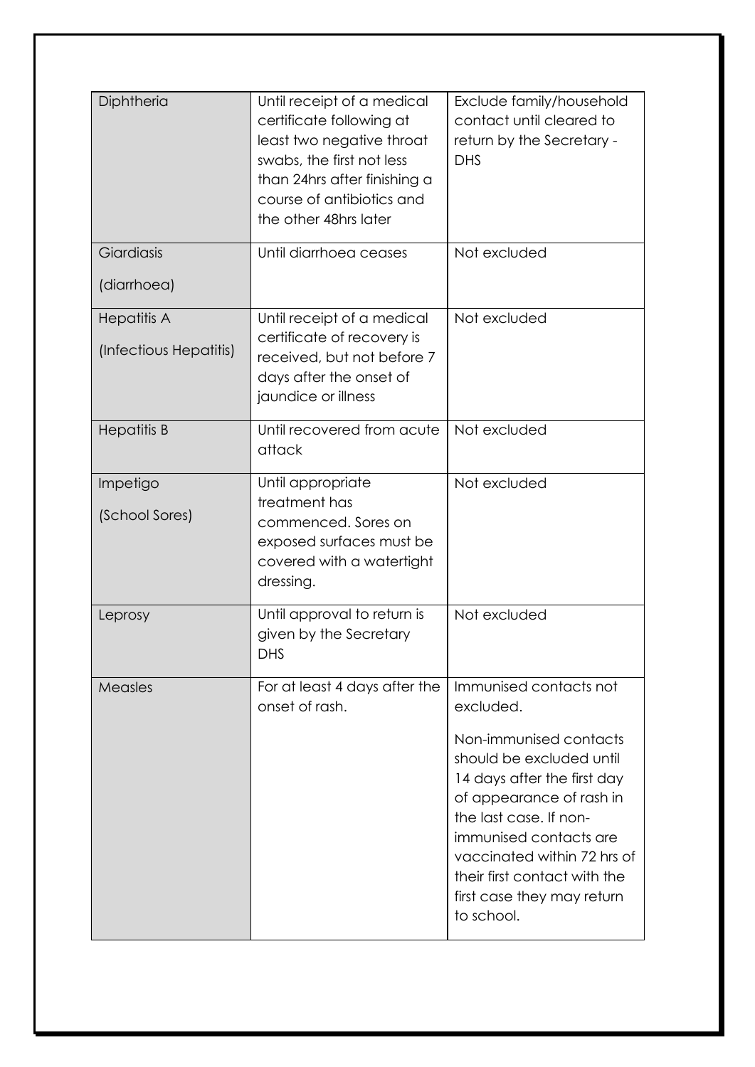| | | |
|---|---|---|
| Diphtheria | Until receipt of a medical certificate following at least two negative throat swabs, the first not less than 24hrs after finishing a course of antibiotics and the other 48hrs later | Exclude family/household contact until cleared to return by the Secretary - DHS |
| Giardiasis (diarrhoea) | Until diarrhoea ceases | Not excluded |
| Hepatitis A (Infectious Hepatitis) | Until receipt of a medical certificate of recovery is received, but not before 7 days after the onset of jaundice or illness | Not excluded |
| Hepatitis B | Until recovered from acute attack | Not excluded |
| Impetigo (School Sores) | Until appropriate treatment has commenced. Sores on exposed surfaces must be covered with a watertight dressing. | Not excluded |
| Leprosy | Until approval to return is given by the Secretary DHS | Not excluded |
| Measles | For at least 4 days after the onset of rash. | Immunised contacts not excluded.<br><br>Non-immunised contacts should be excluded until 14 days after the first day of appearance of rash in the last case. If non-immunised contacts are vaccinated within 72 hrs of their first contact with the first case they may return to school. |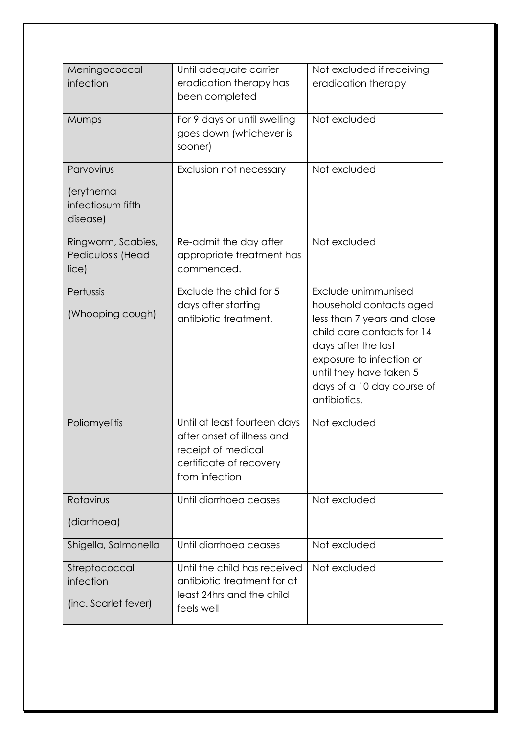| | | |
|---|---|---|
| Meningococcal infection | Until adequate carrier eradication therapy has been completed | Not excluded if receiving eradication therapy |
| Mumps | For 9 days or until swelling goes down (whichever is sooner) | Not excluded |
| Parvovirus<br><br>(erythema infectiosum fifth disease) | Exclusion not necessary | Not excluded |
| Ringworm, Scabies, Pediculosis (Head lice) | Re-admit the day after appropriate treatment has commenced. | Not excluded |
| Pertussis<br><br>(Whooping cough) | Exclude the child for 5 days after starting antibiotic treatment. | Exclude unimmunised household contacts aged less than 7 years and close child care contacts for 14 days after the last exposure to infection or until they have taken 5 days of a 10 day course of antibiotics. |
| Poliomyelitis | Until at least fourteen days after onset of illness and receipt of medical certificate of recovery from infection | Not excluded |
| Rotavirus<br><br>(diarrhoea) | Until diarrhoea ceases | Not excluded |
| Shigella, Salmonella | Until diarrhoea ceases | Not excluded |
| Streptococcal infection<br><br>(inc. Scarlet fever) | Until the child has received antibiotic treatment for at least 24hrs and the child feels well | Not excluded |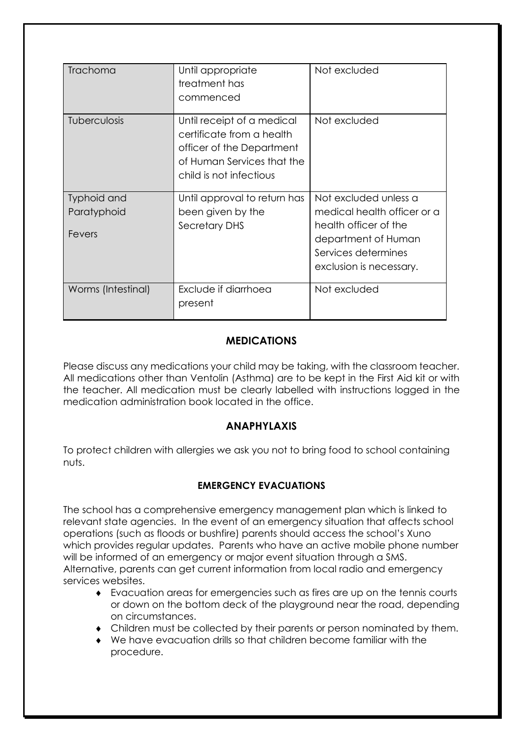| | | |
|---|---|---|
| Trachoma | Until appropriate treatment has commenced | Not excluded |
| Tuberculosis | Until receipt of a medical certificate from a health officer of the Department of Human Services that the child is not infectious | Not excluded |
| Typhoid and Paratyphoid Fevers | Until approval to return has been given by the Secretary DHS | Not excluded unless a medical health officer or a health officer of the department of Human Services determines exclusion is necessary. |
| Worms (Intestinal) | Exclude if diarrhoea present | Not excluded |

## MEDICATIONS

Please discuss any medications your child may be taking, with the classroom teacher. All medications other than Ventolin (Asthma) are to be kept in the First Aid kit or with the teacher. All medication must be clearly labelled with instructions logged in the medication administration book located in the office.

## ANAPHYLAXIS

To protect children with allergies we ask you not to bring food to school containing nuts.

### EMERGENCY EVACUATIONS

The school has a comprehensive emergency management plan which is linked to relevant state agencies. In the event of an emergency situation that affects school operations (such as floods or bushfire) parents should access the school's Xuno which provides regular updates. Parents who have an active mobile phone number will be informed of an emergency or major event situation through a SMS. Alternative, parents can get current information from local radio and emergency services websites.

- Evacuation areas for emergencies such as fires are up on the tennis courts or down on the bottom deck of the playground near the road, depending on circumstances.
- Children must be collected by their parents or person nominated by them.
- We have evacuation drills so that children become familiar with the procedure.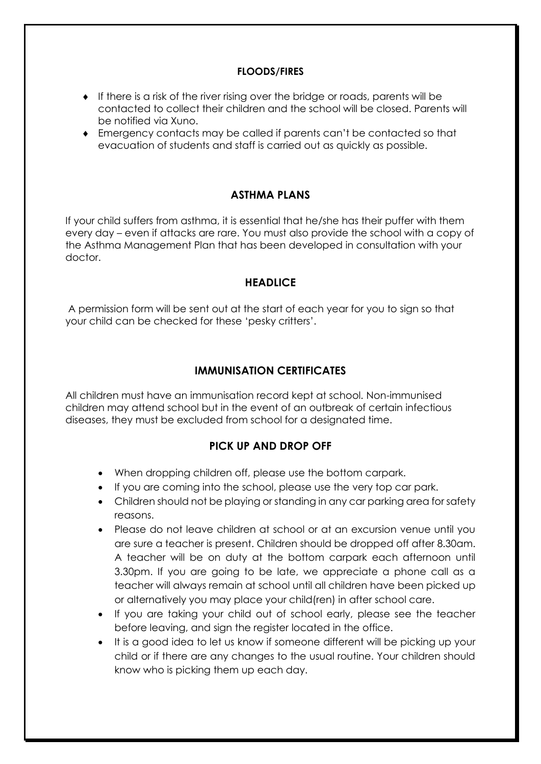## FLOODS/FIRES

- If there is a risk of the river rising over the bridge or roads, parents will be contacted to collect their children and the school will be closed. Parents will be notified via Xuno.
- Emergency contacts may be called if parents can't be contacted so that evacuation of students and staff is carried out as quickly as possible.

## ASTHMA PLANS

If your child suffers from asthma, it is essential that he/she has their puffer with them every day – even if attacks are rare. You must also provide the school with a copy of the Asthma Management Plan that has been developed in consultation with your doctor.

## HEADLICE

A permission form will be sent out at the start of each year for you to sign so that your child can be checked for these 'pesky critters'.

## IMMUNISATION CERTIFICATES

All children must have an immunisation record kept at school. Non-immunised children may attend school but in the event of an outbreak of certain infectious diseases, they must be excluded from school for a designated time.

## PICK UP AND DROP OFF

- When dropping children off, please use the bottom carpark.
- If you are coming into the school, please use the very top car park.
- Children should not be playing or standing in any car parking area for safety reasons.
- Please do not leave children at school or at an excursion venue until you are sure a teacher is present. Children should be dropped off after 8.30am. A teacher will be on duty at the bottom carpark each afternoon until 3.30pm. If you are going to be late, we appreciate a phone call as a teacher will always remain at school until all children have been picked up or alternatively you may place your child(ren) in after school care.
- If you are taking your child out of school early, please see the teacher before leaving, and sign the register located in the office.
- It is a good idea to let us know if someone different will be picking up your child or if there are any changes to the usual routine. Your children should know who is picking them up each day.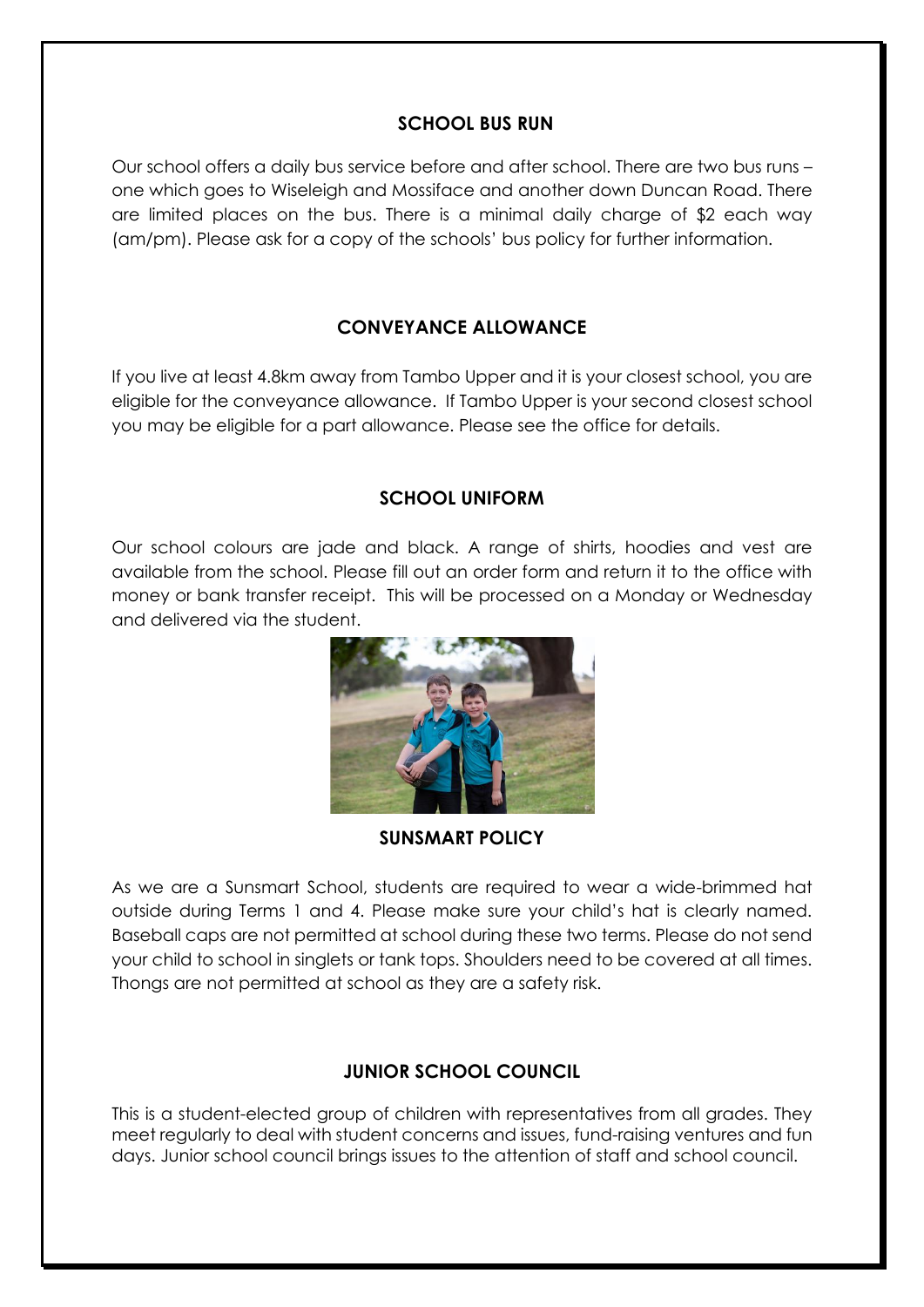## SCHOOL BUS RUN

Our school offers a daily bus service before and after school. There are two bus runs – one which goes to Wiseleigh and Mossiface and another down Duncan Road. There are limited places on the bus. There is a minimal daily charge of $2 each way (am/pm). Please ask for a copy of the schools' bus policy for further information.

## CONVEYANCE ALLOWANCE

If you live at least 4.8km away from Tambo Upper and it is your closest school, you are eligible for the conveyance allowance. If Tambo Upper is your second closest school you may be eligible for a part allowance. Please see the office for details.

## SCHOOL UNIFORM

Our school colours are jade and black. A range of shirts, hoodies and vest are available from the school. Please fill out an order form and return it to the office with money or bank transfer receipt. This will be processed on a Monday or Wednesday and delivered via the student.

## SUNSMART POLICY

As we are a Sunsmart School, students are required to wear a wide-brimmed hat outside during Terms 1 and 4. Please make sure your child's hat is clearly named. Baseball caps are not permitted at school during these two terms. Please do not send your child to school in singlets or tank tops. Shoulders need to be covered at all times. Thongs are not permitted at school as they are a safety risk.

## JUNIOR SCHOOL COUNCIL

This is a student-elected group of children with representatives from all grades. They meet regularly to deal with student concerns and issues, fund-raising ventures and fun days. Junior school council brings issues to the attention of staff and school council.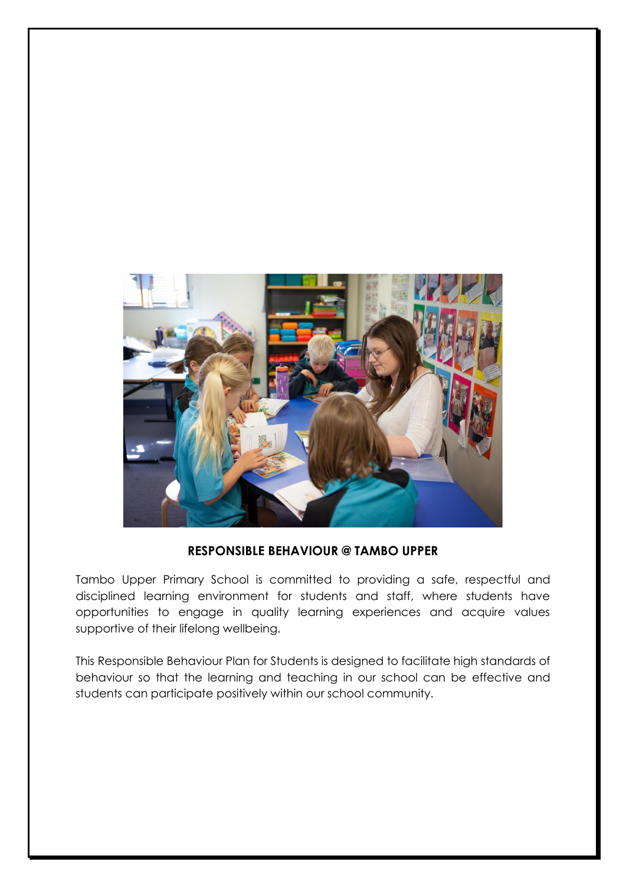**RESPONSIBLE BEHAVIOUR @ TAMBO UPPER**

Tambo Upper Primary School is committed to providing a safe, respectful and disciplined learning environment for students and staff, where students have opportunities to engage in quality learning experiences and acquire values supportive of their lifelong wellbeing.

This Responsible Behaviour Plan for Students is designed to facilitate high standards of behaviour so that the learning and teaching in our school can be effective and students can participate positively within our school community.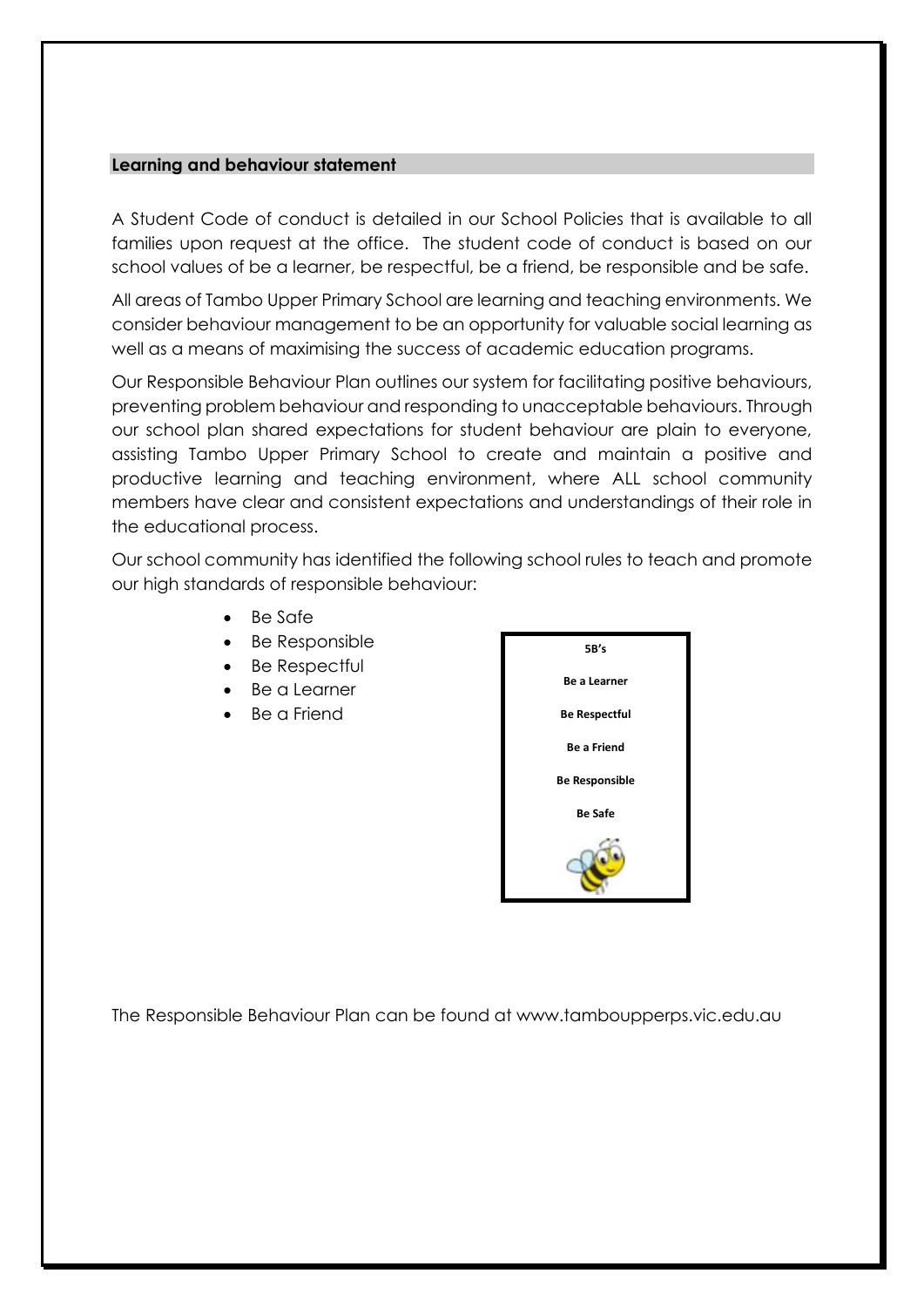## Learning and behaviour statement

A Student Code of conduct is detailed in our School Policies that is available to all families upon request at the office. The student code of conduct is based on our school values of be a learner, be respectful, be a friend, be responsible and be safe.

All areas of Tambo Upper Primary School are learning and teaching environments. We consider behaviour management to be an opportunity for valuable social learning as well as a means of maximising the success of academic education programs.

Our Responsible Behaviour Plan outlines our system for facilitating positive behaviours, preventing problem behaviour and responding to unacceptable behaviours. Through our school plan shared expectations for student behaviour are plain to everyone, assisting Tambo Upper Primary School to create and maintain a positive and productive learning and teaching environment, where ALL school community members have clear and consistent expectations and understandings of their role in the educational process.

Our school community has identified the following school rules to teach and promote our high standards of responsible behaviour:

- Be Safe
- Be Responsible
- Be Respectful
- Be a Learner
- Be a Friend

**5B's**

**Be a Learner**

**Be Respectful**

**Be a Friend**

**Be Responsible**

**Be Safe**

The Responsible Behaviour Plan can be found at www.tamboupperps.vic.edu.au